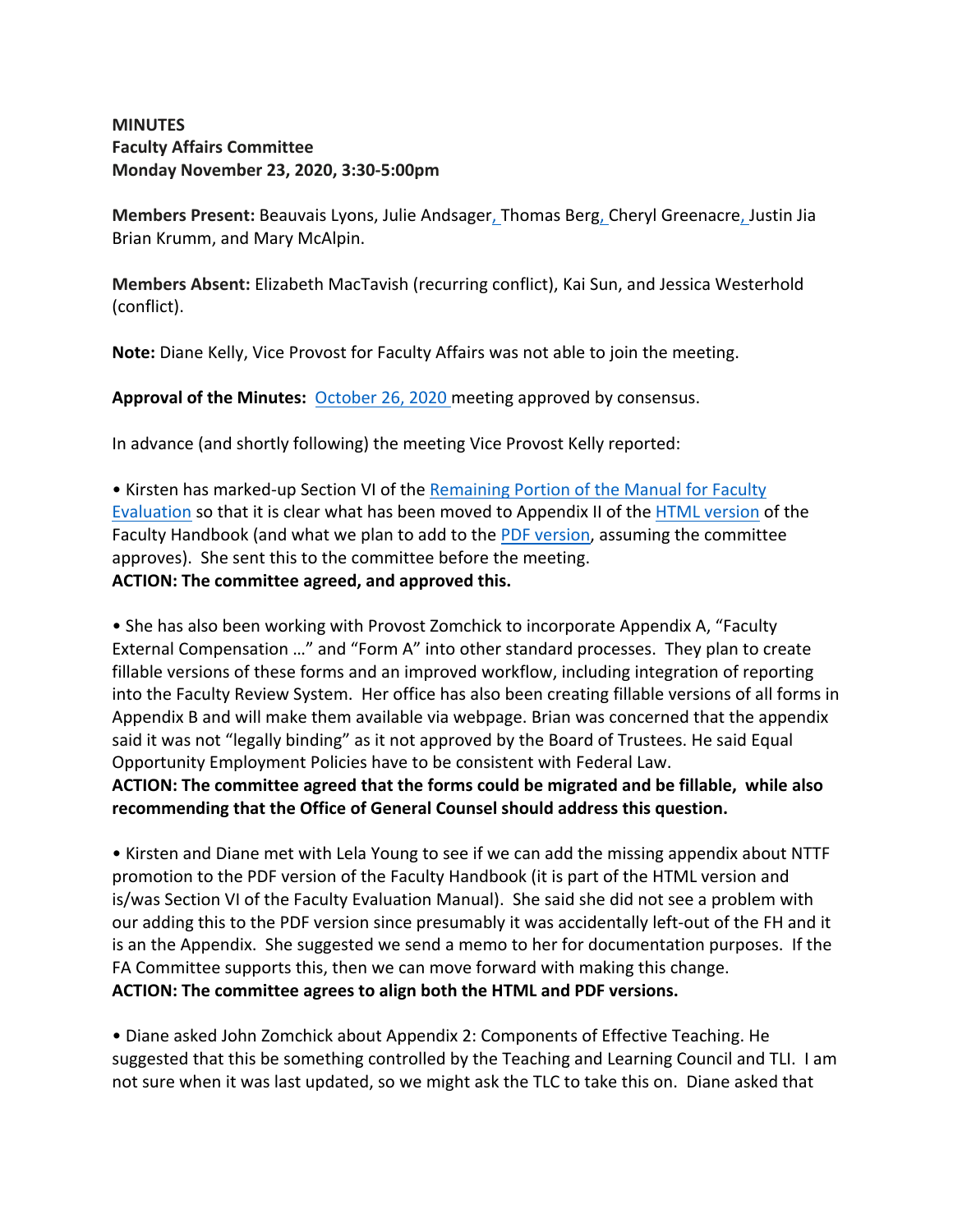**MINUTES**
**Faculty Affairs Committee**
**Monday November 23, 2020, 3:30-5:00pm**

**Members Present:** Beauvais Lyons, Julie Andsager, Thomas Berg, Cheryl Greenacre, Justin Jia Brian Krumm, and Mary McAlpin.

**Members Absent:** Elizabeth MacTavish (recurring conflict), Kai Sun, and Jessica Westerhold (conflict).

**Note:** Diane Kelly, Vice Provost for Faculty Affairs was not able to join the meeting.

**Approval of the Minutes:** October 26, 2020 meeting approved by consensus.

In advance (and shortly following) the meeting Vice Provost Kelly reported:

• Kirsten has marked-up Section VI of the Remaining Portion of the Manual for Faculty Evaluation so that it is clear what has been moved to Appendix II of the HTML version of the Faculty Handbook (and what we plan to add to the PDF version, assuming the committee approves). She sent this to the committee before the meeting.
**ACTION: The committee agreed, and approved this.**

• She has also been working with Provost Zomchick to incorporate Appendix A, "Faculty External Compensation …" and "Form A" into other standard processes. They plan to create fillable versions of these forms and an improved workflow, including integration of reporting into the Faculty Review System. Her office has also been creating fillable versions of all forms in Appendix B and will make them available via webpage. Brian was concerned that the appendix said it was not "legally binding" as it not approved by the Board of Trustees. He said Equal Opportunity Employment Policies have to be consistent with Federal Law.
**ACTION: The committee agreed that the forms could be migrated and be fillable, while also recommending that the Office of General Counsel should address this question.**

• Kirsten and Diane met with Lela Young to see if we can add the missing appendix about NTTF promotion to the PDF version of the Faculty Handbook (it is part of the HTML version and is/was Section VI of the Faculty Evaluation Manual). She said she did not see a problem with our adding this to the PDF version since presumably it was accidentally left-out of the FH and it is an the Appendix. She suggested we send a memo to her for documentation purposes. If the FA Committee supports this, then we can move forward with making this change.
**ACTION: The committee agrees to align both the HTML and PDF versions.**

• Diane asked John Zomchick about Appendix 2: Components of Effective Teaching. He suggested that this be something controlled by the Teaching and Learning Council and TLI. I am not sure when it was last updated, so we might ask the TLC to take this on. Diane asked that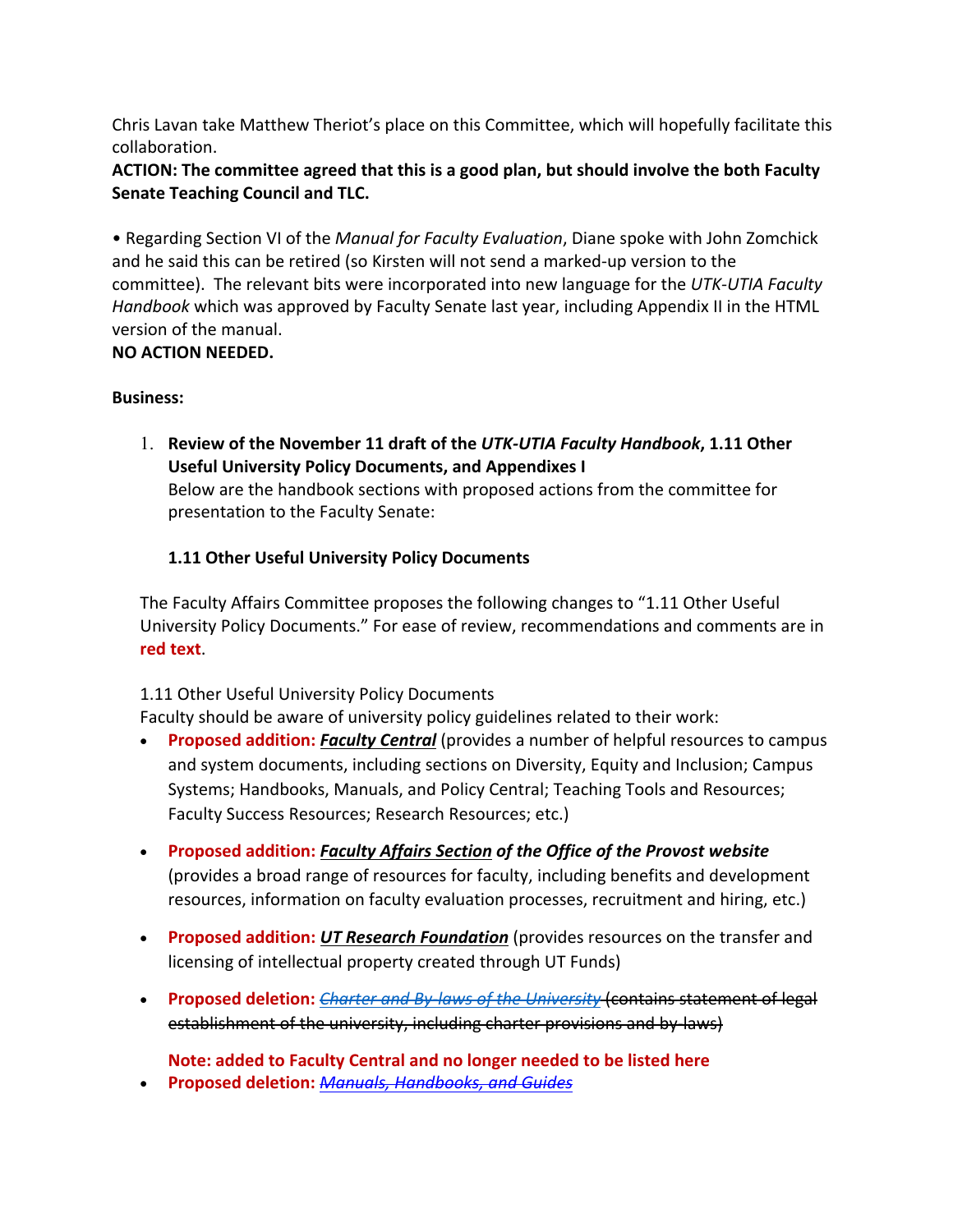Chris Lavan take Matthew Theriot's place on this Committee, which will hopefully facilitate this collaboration.

**ACTION: The committee agreed that this is a good plan, but should involve the both Faculty Senate Teaching Council and TLC.**

• Regarding Section VI of the *Manual for Faculty Evaluation*, Diane spoke with John Zomchick and he said this can be retired (so Kirsten will not send a marked-up version to the committee). The relevant bits were incorporated into new language for the *UTK-UTIA Faculty Handbook* which was approved by Faculty Senate last year, including Appendix II in the HTML version of the manual.

**NO ACTION NEEDED.**

**Business:**

1. **Review of the November 11 draft of the *UTK-UTIA Faculty Handbook*, 1.11 Other Useful University Policy Documents, and Appendixes I**
   Below are the handbook sections with proposed actions from the committee for presentation to the Faculty Senate:

   **1.11 Other Useful University Policy Documents**

The Faculty Affairs Committee proposes the following changes to "1.11 Other Useful University Policy Documents." For ease of review, recommendations and comments are in **red text**.

1.11 Other Useful University Policy Documents
Faculty should be aware of university policy guidelines related to their work:

- **Proposed addition: *Faculty Central*** (provides a number of helpful resources to campus and system documents, including sections on Diversity, Equity and Inclusion; Campus Systems; Handbooks, Manuals, and Policy Central; Teaching Tools and Resources; Faculty Success Resources; Research Resources; etc.)

- **Proposed addition: *Faculty Affairs Section of the Office of the Provost website*** (provides a broad range of resources for faculty, including benefits and development resources, information on faculty evaluation processes, recruitment and hiring, etc.)

- **Proposed addition: *UT Research Foundation*** (provides resources on the transfer and licensing of intellectual property created through UT Funds)

- **Proposed deletion:** ~~*Charter and By-laws of the University* (contains statement of legal establishment of the university, including charter provisions and by-laws)~~

  **Note: added to Faculty Central and no longer needed to be listed here**

- **Proposed deletion:** ~~*Manuals, Handbooks, and Guides*~~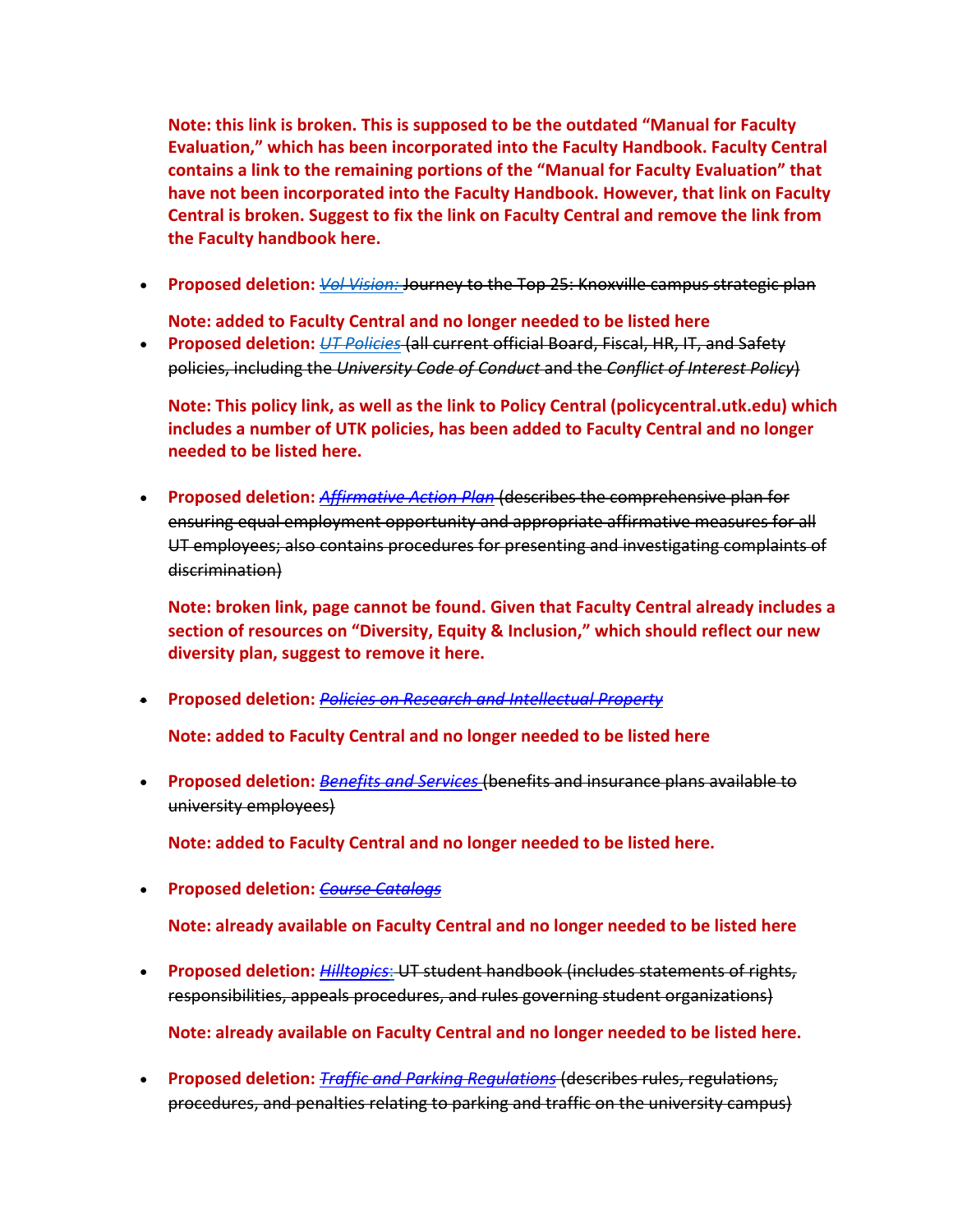**Note: this link is broken. This is supposed to be the outdated “Manual for Faculty Evaluation,” which has been incorporated into the Faculty Handbook. Faculty Central contains a link to the remaining portions of the “Manual for Faculty Evaluation” that have not been incorporated into the Faculty Handbook. However, that link on Faculty Central is broken. Suggest to fix the link on Faculty Central and remove the link from the Faculty handbook here.**

- **Proposed deletion:** ~~*Vol Vision:* Journey to the Top 25: Knoxville campus strategic plan~~

  **Note: added to Faculty Central and no longer needed to be listed here**

- **Proposed deletion:** ~~*UT Policies* (all current official Board, Fiscal, HR, IT, and Safety policies, including the *University Code of Conduct* and the *Conflict of Interest Policy*)~~

  **Note: This policy link, as well as the link to Policy Central (policycentral.utk.edu) which includes a number of UTK policies, has been added to Faculty Central and no longer needed to be listed here.**

- **Proposed deletion:** ~~*Affirmative Action Plan* (describes the comprehensive plan for ensuring equal employment opportunity and appropriate affirmative measures for all UT employees; also contains procedures for presenting and investigating complaints of discrimination)~~

  **Note: broken link, page cannot be found. Given that Faculty Central already includes a section of resources on “Diversity, Equity & Inclusion,” which should reflect our new diversity plan, suggest to remove it here.**

- **Proposed deletion:** ~~*Policies on Research and Intellectual Property*~~

  **Note: added to Faculty Central and no longer needed to be listed here**

- **Proposed deletion:** ~~*Benefits and Services* (benefits and insurance plans available to university employees)~~

  **Note: added to Faculty Central and no longer needed to be listed here.**

- **Proposed deletion:** ~~*Course Catalogs*~~

  **Note: already available on Faculty Central and no longer needed to be listed here**

- **Proposed deletion:** ~~*Hilltopics*: UT student handbook (includes statements of rights, responsibilities, appeals procedures, and rules governing student organizations)~~

  **Note: already available on Faculty Central and no longer needed to be listed here.**

- **Proposed deletion:** ~~*Traffic and Parking Regulations* (describes rules, regulations, procedures, and penalties relating to parking and traffic on the university campus)~~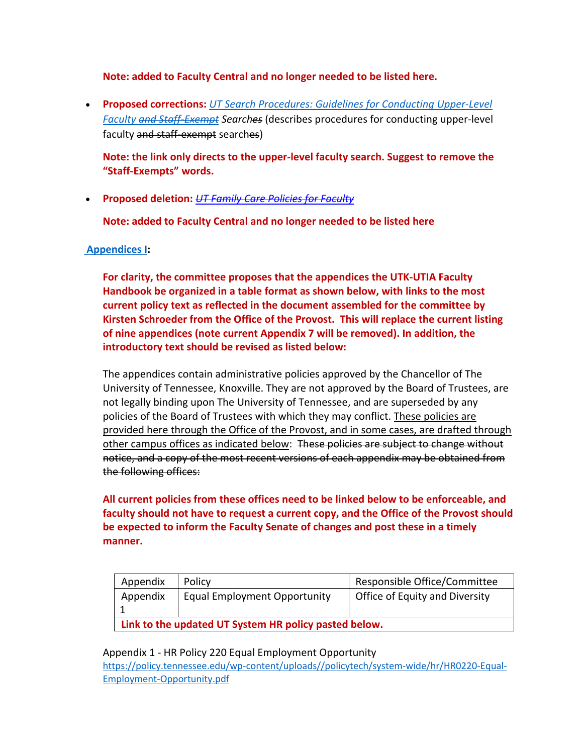**Note: added to Faculty Central and no longer needed to be listed here.**

- **Proposed corrections:** *UT Search Procedures: Guidelines for Conducting Upper-Level Faculty ~~and Staff-Exempt~~ Searches* (describes procedures for conducting upper-level faculty ~~and staff-exempt~~ searches)

  **Note: the link only directs to the upper-level faculty search. Suggest to remove the "Staff-Exempts" words.**

- **Proposed deletion:** ~~*UT Family Care Policies for Faculty*~~

  **Note: added to Faculty Central and no longer needed to be listed here**

**Appendices I:**

**For clarity, the committee proposes that the appendices the UTK-UTIA Faculty Handbook be organized in a table format as shown below, with links to the most current policy text as reflected in the document assembled for the committee by Kirsten Schroeder from the Office of the Provost. This will replace the current listing of nine appendices (note current Appendix 7 will be removed). In addition, the introductory text should be revised as listed below:**

The appendices contain administrative policies approved by the Chancellor of The University of Tennessee, Knoxville. They are not approved by the Board of Trustees, are not legally binding upon The University of Tennessee, and are superseded by any policies of the Board of Trustees with which they may conflict. <u>These policies are provided here through the Office of the Provost, and in some cases, are drafted through other campus offices as indicated below</u>: ~~These policies are subject to change without notice, and a copy of the most recent versions of each appendix may be obtained from the following offices:~~

**All current policies from these offices need to be linked below to be enforceable, and faculty should not have to request a current copy, and the Office of the Provost should be expected to inform the Faculty Senate of changes and post these in a timely manner.**

| Appendix | Policy | Responsible Office/Committee |
|---|---|---|
| Appendix 1 | Equal Employment Opportunity | Office of Equity and Diversity |
| **Link to the updated UT System HR policy pasted below.** | | |

Appendix 1 - HR Policy 220 Equal Employment Opportunity
https://policy.tennessee.edu/wp-content/uploads//policytech/system-wide/hr/HR0220-Equal-Employment-Opportunity.pdf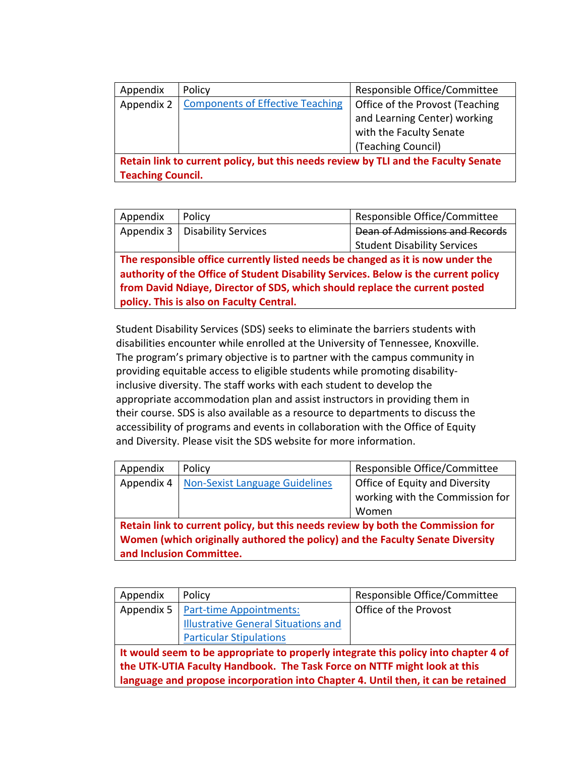| Appendix | Policy | Responsible Office/Committee |
| --- | --- | --- |
| Appendix 2 | Components of Effective Teaching | Office of the Provost (Teaching and Learning Center) working with the Faculty Senate (Teaching Council) |

**Retain link to current policy, but this needs review by TLI and the Faculty Senate Teaching Council.**

| Appendix | Policy | Responsible Office/Committee |
| --- | --- | --- |
| Appendix 3 | Disability Services | ~~Dean of Admissions and Records~~ Student Disability Services |

**The responsible office currently listed needs be changed as it is now under the authority of the Office of Student Disability Services. Below is the current policy from David Ndiaye, Director of SDS, which should replace the current posted policy. This is also on Faculty Central.**

Student Disability Services (SDS) seeks to eliminate the barriers students with disabilities encounter while enrolled at the University of Tennessee, Knoxville. The program's primary objective is to partner with the campus community in providing equitable access to eligible students while promoting disability-inclusive diversity. The staff works with each student to develop the appropriate accommodation plan and assist instructors in providing them in their course. SDS is also available as a resource to departments to discuss the accessibility of programs and events in collaboration with the Office of Equity and Diversity. Please visit the SDS website for more information.

| Appendix | Policy | Responsible Office/Committee |
| --- | --- | --- |
| Appendix 4 | Non-Sexist Language Guidelines | Office of Equity and Diversity working with the Commission for Women |

**Retain link to current policy, but this needs review by both the Commission for Women (which originally authored the policy) and the Faculty Senate Diversity and Inclusion Committee.**

| Appendix | Policy | Responsible Office/Committee |
| --- | --- | --- |
| Appendix 5 | Part-time Appointments: Illustrative General Situations and Particular Stipulations | Office of the Provost |

**It would seem to be appropriate to properly integrate this policy into chapter 4 of the UTK-UTIA Faculty Handbook. The Task Force on NTTF might look at this language and propose incorporation into Chapter 4. Until then, it can be retained**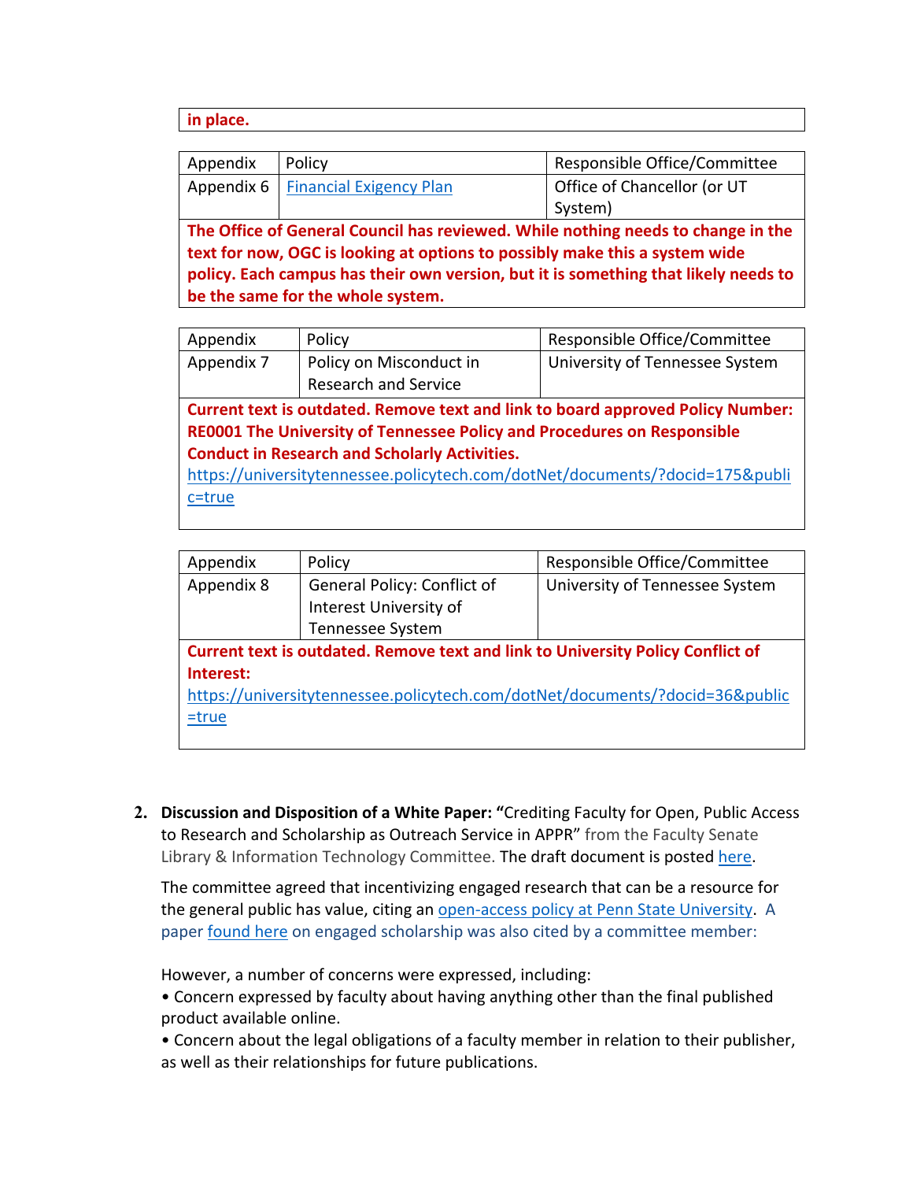| in place. |
|---|

| Appendix | Policy | Responsible Office/Committee |
|---|---|---|
| Appendix 6 | Financial Exigency Plan | Office of Chancellor (or UT System) |
| **The Office of General Council has reviewed. While nothing needs to change in the text for now, OGC is looking at options to possibly make this a system wide policy. Each campus has their own version, but it is something that likely needs to be the same for the whole system.** | | |

| Appendix | Policy | Responsible Office/Committee |
|---|---|---|
| Appendix 7 | Policy on Misconduct in Research and Service | University of Tennessee System |
| **Current text is outdated. Remove text and link to board approved Policy Number: RE0001 The University of Tennessee Policy and Procedures on Responsible Conduct in Research and Scholarly Activities.** https://universitytennessee.policytech.com/dotNet/documents/?docid=175&public=true | | |

| Appendix | Policy | Responsible Office/Committee |
|---|---|---|
| Appendix 8 | General Policy: Conflict of Interest University of Tennessee System | University of Tennessee System |
| **Current text is outdated. Remove text and link to University Policy Conflict of Interest:** https://universitytennessee.policytech.com/dotNet/documents/?docid=36&public=true | | |

2. **Discussion and Disposition of a White Paper: "**Crediting Faculty for Open, Public Access to Research and Scholarship as Outreach Service in APPR" from the Faculty Senate Library & Information Technology Committee. The draft document is posted here.

   The committee agreed that incentivizing engaged research that can be a resource for the general public has value, citing an open-access policy at Penn State University. A paper found here on engaged scholarship was also cited by a committee member:

   However, a number of concerns were expressed, including:
   - Concern expressed by faculty about having anything other than the final published product available online.
   - Concern about the legal obligations of a faculty member in relation to their publisher, as well as their relationships for future publications.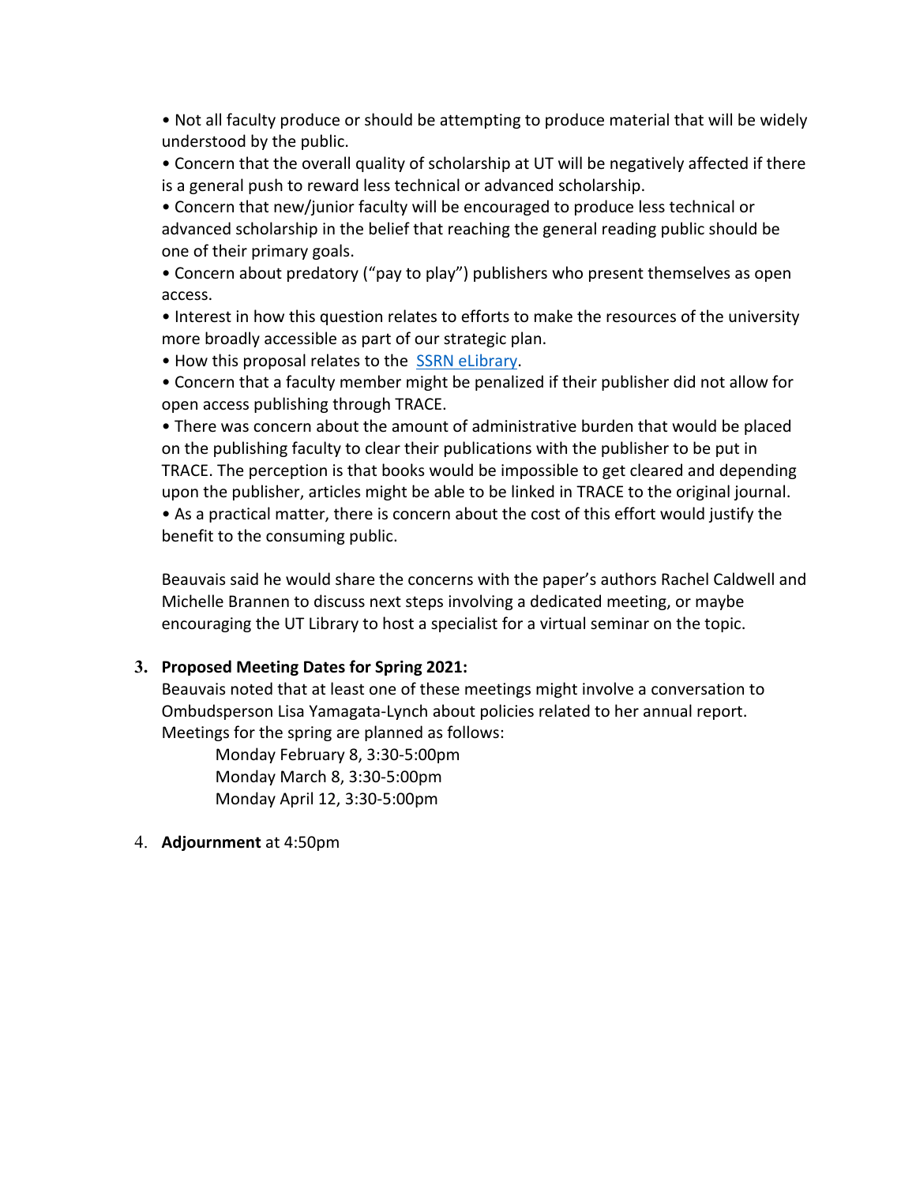- Not all faculty produce or should be attempting to produce material that will be widely understood by the public.
- Concern that the overall quality of scholarship at UT will be negatively affected if there is a general push to reward less technical or advanced scholarship.
- Concern that new/junior faculty will be encouraged to produce less technical or advanced scholarship in the belief that reaching the general reading public should be one of their primary goals.
- Concern about predatory ("pay to play") publishers who present themselves as open access.
- Interest in how this question relates to efforts to make the resources of the university more broadly accessible as part of our strategic plan.
- How this proposal relates to the SSRN eLibrary.
- Concern that a faculty member might be penalized if their publisher did not allow for open access publishing through TRACE.
- There was concern about the amount of administrative burden that would be placed on the publishing faculty to clear their publications with the publisher to be put in TRACE. The perception is that books would be impossible to get cleared and depending upon the publisher, articles might be able to be linked in TRACE to the original journal.
- As a practical matter, there is concern about the cost of this effort would justify the benefit to the consuming public.

Beauvais said he would share the concerns with the paper's authors Rachel Caldwell and Michelle Brannen to discuss next steps involving a dedicated meeting, or maybe encouraging the UT Library to host a specialist for a virtual seminar on the topic.

3. **Proposed Meeting Dates for Spring 2021:**
   Beauvais noted that at least one of these meetings might involve a conversation to Ombudsperson Lisa Yamagata-Lynch about policies related to her annual report. Meetings for the spring are planned as follows:

   Monday February 8, 3:30-5:00pm
   Monday March 8, 3:30-5:00pm
   Monday April 12, 3:30-5:00pm

4. **Adjournment** at 4:50pm